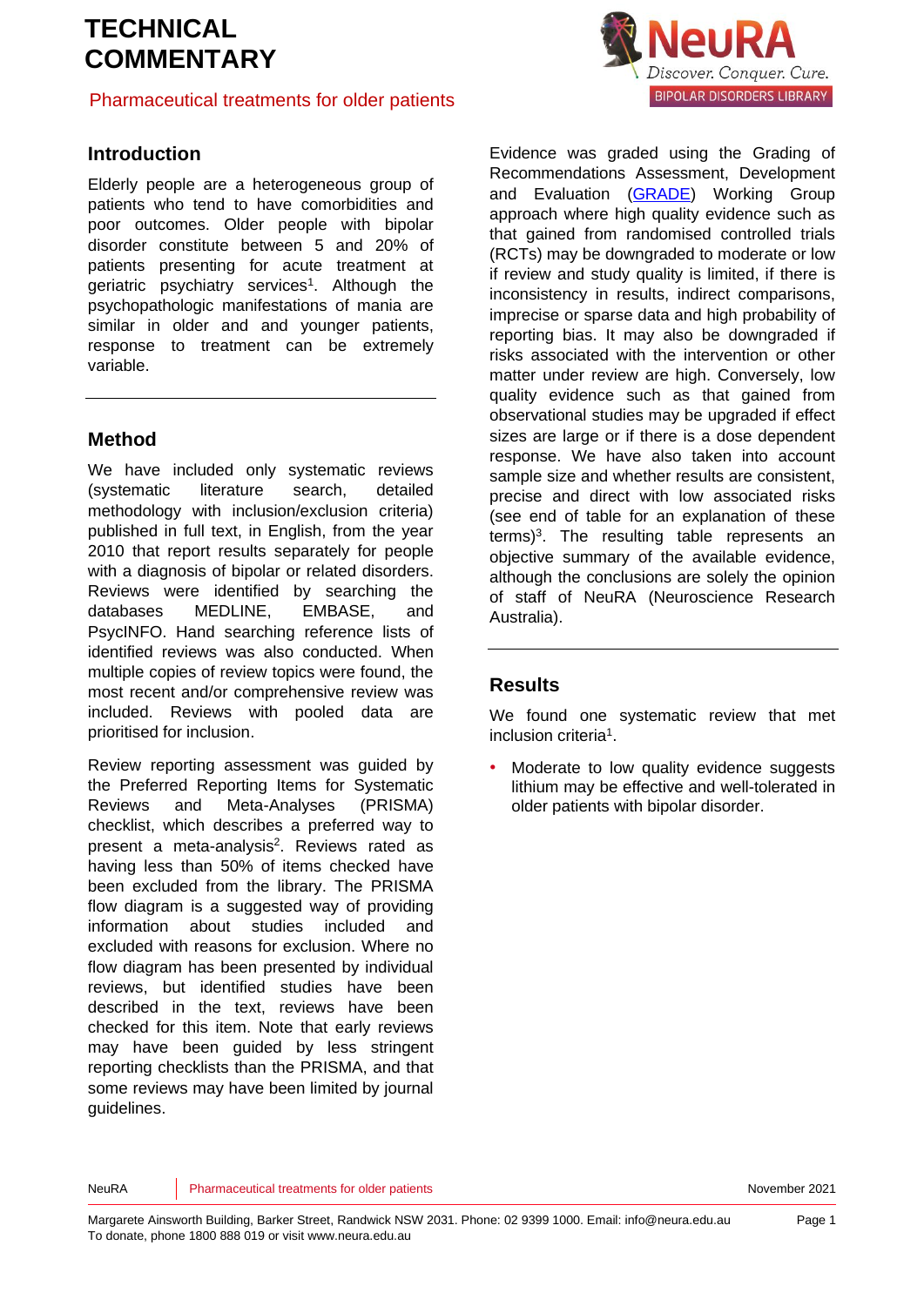# TECHNICAL COMMENTARY

Pharmaceutical treatments for older patients

## Introduction

Elderly people are a heterogeneous group of patients who tend to have comorbidities and poor outcomes. Older people with bipolar disorder constitute between 5 and 20% of patients presenting for acute treatment at geriatric psychiatry services[1]. Although the psychopathologic manifestations of mania are similar in older and and younger patients, response to treatment can be extremely variable.

## Method

We have included only systematic reviews (systematic literature search, detailed methodology with inclusion/exclusion criteria) published in full text, in English, from the year 2010 that report results separately for people with a diagnosis of bipolar or related disorders. Reviews were identified by searching the databases MEDLINE, EMBASE, and PsycINFO. Hand searching reference lists of identified reviews was also conducted. When multiple copies of review topics were found, the most recent and/or comprehensive review was included. Reviews with pooled data are prioritised for inclusion.

Review reporting assessment was guided by the Preferred Reporting Items for Systematic Reviews and Meta-Analyses (PRISMA) checklist, which describes a preferred way to present a meta-analysis[2]. Reviews rated as having less than 50% of items checked have been excluded from the library. The PRISMA flow diagram is a suggested way of providing information about studies included and excluded with reasons for exclusion. Where no flow diagram has been presented by individual reviews, but identified studies have been described in the text, reviews have been checked for this item. Note that early reviews may have been guided by less stringent reporting checklists than the PRISMA, and that some reviews may have been limited by journal guidelines.

Evidence was graded using the Grading of Recommendations Assessment, Development and Evaluation (GRADE) Working Group approach where high quality evidence such as that gained from randomised controlled trials (RCTs) may be downgraded to moderate or low if review and study quality is limited, if there is inconsistency in results, indirect comparisons, imprecise or sparse data and high probability of reporting bias. It may also be downgraded if risks associated with the intervention or other matter under review are high. Conversely, low quality evidence such as that gained from observational studies may be upgraded if effect sizes are large or if there is a dose dependent response. We have also taken into account sample size and whether results are consistent, precise and direct with low associated risks (see end of table for an explanation of these terms)[3]. The resulting table represents an objective summary of the available evidence, although the conclusions are solely the opinion of staff of NeuRA (Neuroscience Research Australia).

## Results

We found one systematic review that met inclusion criteria[1].

- Moderate to low quality evidence suggests lithium may be effective and well-tolerated in older patients with bipolar disorder.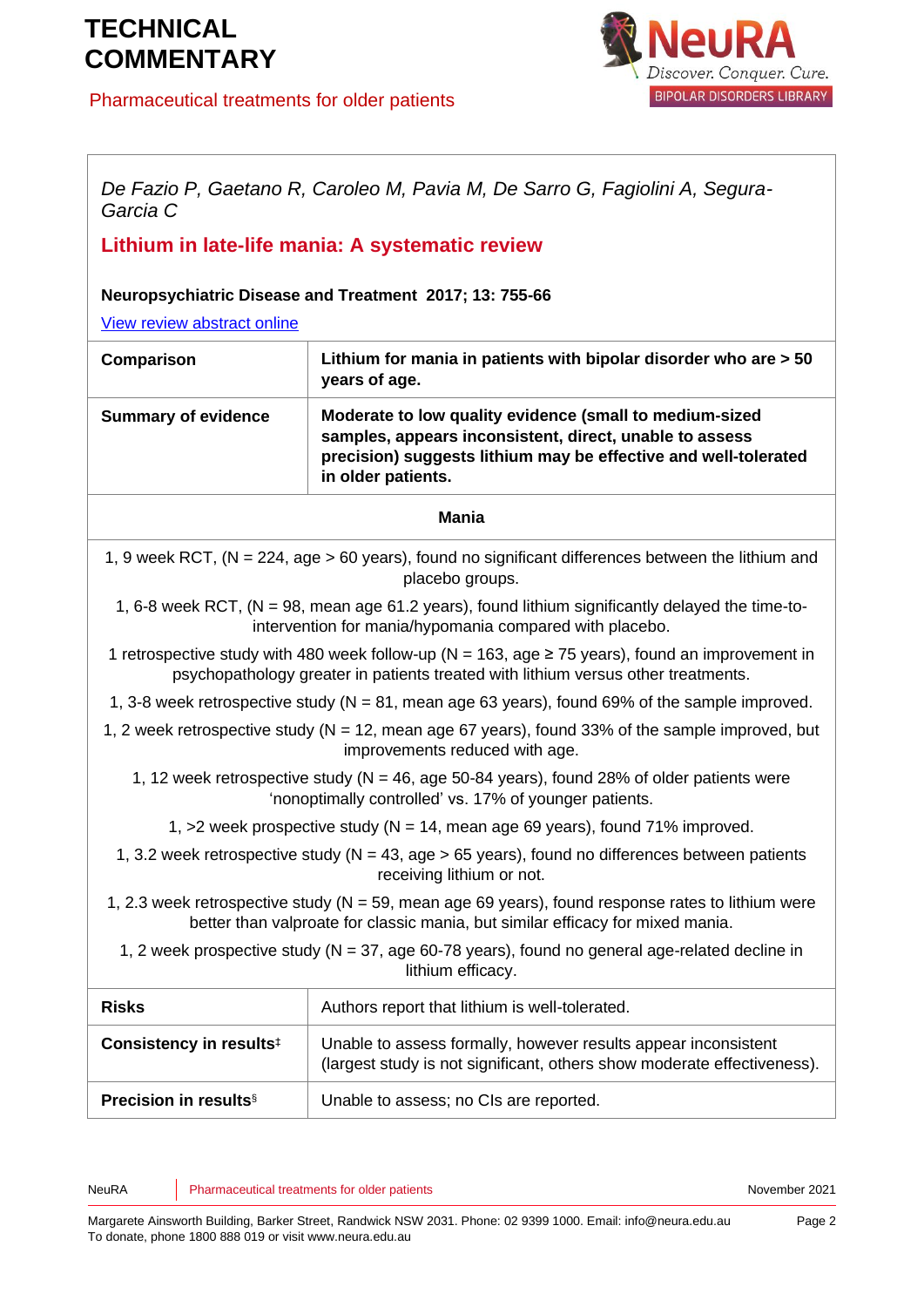*De Fazio P, Gaetano R, Caroleo M, Pavia M, De Sarro G, Fagiolini A, Segura-Garcia C*

## Lithium in late-life mania: A systematic review

**Neuropsychiatric Disease and Treatment 2017; 13: 755-66**

[View review abstract online](#)

| | |
|---|---|
| **Comparison** | **Lithium for mania in patients with bipolar disorder who are > 50 years of age.** |
| **Summary of evidence** | **Moderate to low quality evidence (small to medium-sized samples, appears inconsistent, direct, unable to assess precision) suggests lithium may be effective and well-tolerated in older patients.** |

**Mania**

1, 9 week RCT, (N = 224, age > 60 years), found no significant differences between the lithium and placebo groups.

1, 6-8 week RCT, (N = 98, mean age 61.2 years), found lithium significantly delayed the time-to-intervention for mania/hypomania compared with placebo.

1 retrospective study with 480 week follow-up (N = 163, age ≥ 75 years), found an improvement in psychopathology greater in patients treated with lithium versus other treatments.

1, 3-8 week retrospective study (N = 81, mean age 63 years), found 69% of the sample improved.

1, 2 week retrospective study (N = 12, mean age 67 years), found 33% of the sample improved, but improvements reduced with age.

1, 12 week retrospective study (N = 46, age 50-84 years), found 28% of older patients were 'nonoptimally controlled' vs. 17% of younger patients.

1, >2 week prospective study (N = 14, mean age 69 years), found 71% improved.

1, 3.2 week retrospective study (N = 43, age > 65 years), found no differences between patients receiving lithium or not.

1, 2.3 week retrospective study (N = 59, mean age 69 years), found response rates to lithium were better than valproate for classic mania, but similar efficacy for mixed mania.

1, 2 week prospective study (N = 37, age 60-78 years), found no general age-related decline in lithium efficacy.

| | |
|---|---|
| **Risks** | Authors report that lithium is well-tolerated. |
| **Consistency in results**‡ | Unable to assess formally, however results appear inconsistent (largest study is not significant, others show moderate effectiveness). |
| **Precision in results**§ | Unable to assess; no CIs are reported. |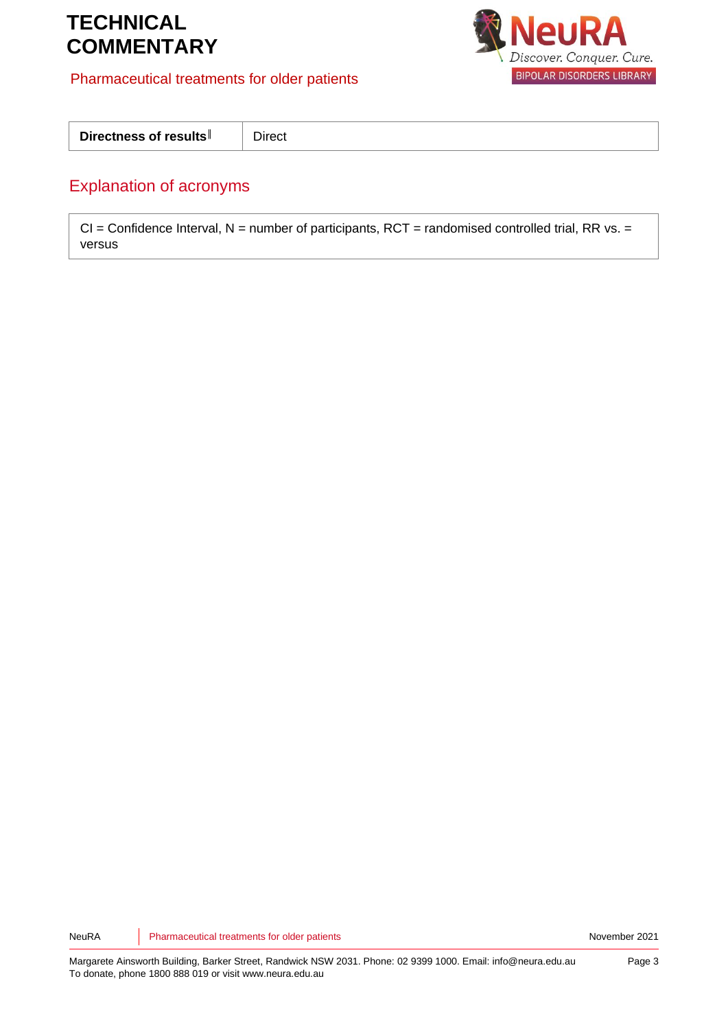| Directness of results‖ | Direct |
|---|---|

## Explanation of acronyms

CI = Confidence Interval, N = number of participants, RCT = randomised controlled trial, RR vs. = versus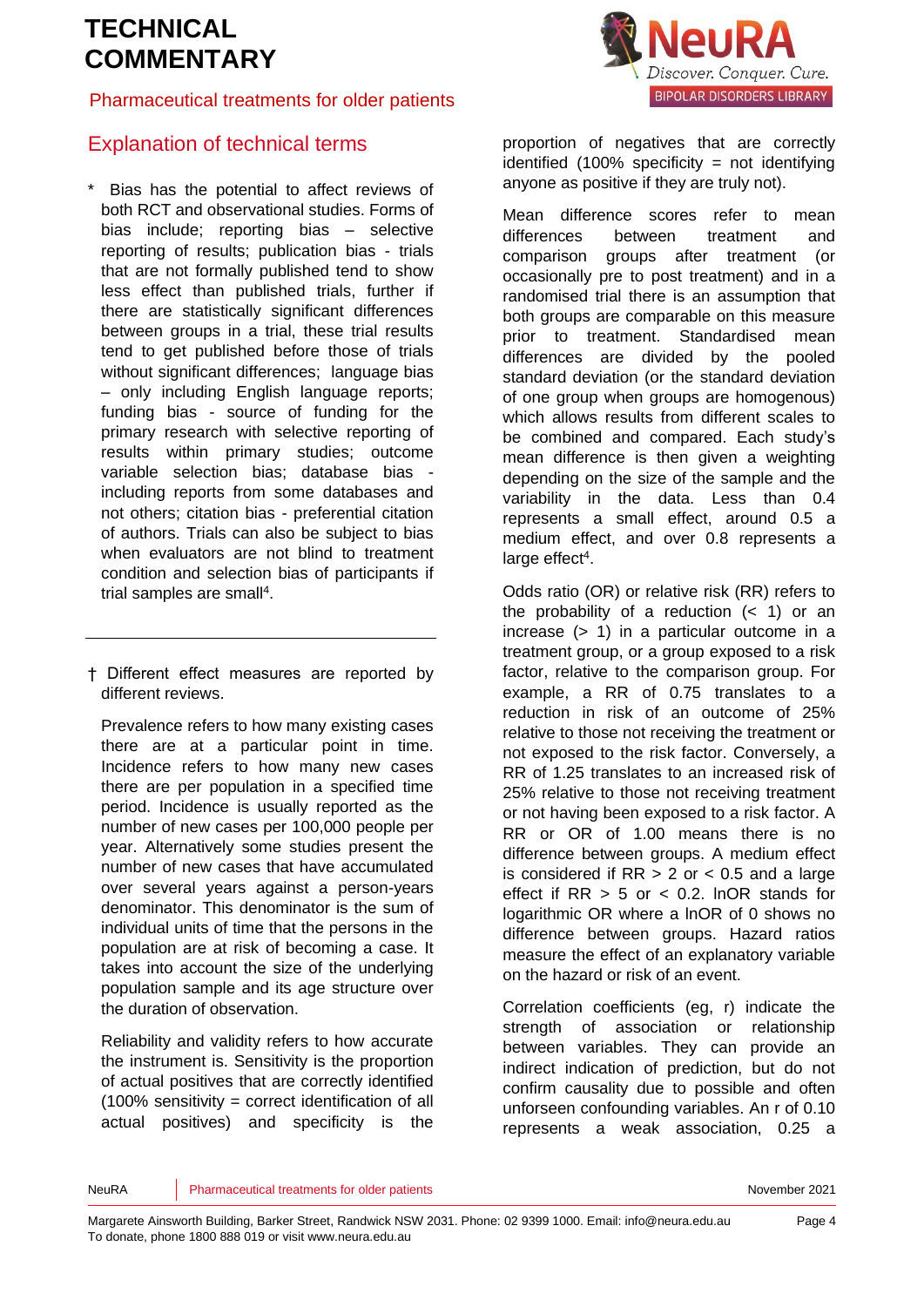## Explanation of technical terms

\* Bias has the potential to affect reviews of both RCT and observational studies. Forms of bias include; reporting bias – selective reporting of results; publication bias - trials that are not formally published tend to show less effect than published trials, further if there are statistically significant differences between groups in a trial, these trial results tend to get published before those of trials without significant differences; language bias – only including English language reports; funding bias - source of funding for the primary research with selective reporting of results within primary studies; outcome variable selection bias; database bias - including reports from some databases and not others; citation bias - preferential citation of authors. Trials can also be subject to bias when evaluators are not blind to treatment condition and selection bias of participants if trial samples are small[4].

---

† Different effect measures are reported by different reviews.

Prevalence refers to how many existing cases there are at a particular point in time. Incidence refers to how many new cases there are per population in a specified time period. Incidence is usually reported as the number of new cases per 100,000 people per year. Alternatively some studies present the number of new cases that have accumulated over several years against a person-years denominator. This denominator is the sum of individual units of time that the persons in the population are at risk of becoming a case. It takes into account the size of the underlying population sample and its age structure over the duration of observation.

Reliability and validity refers to how accurate the instrument is. Sensitivity is the proportion of actual positives that are correctly identified (100% sensitivity = correct identification of all actual positives) and specificity is the proportion of negatives that are correctly identified (100% specificity = not identifying anyone as positive if they are truly not).

Mean difference scores refer to mean differences between treatment and comparison groups after treatment (or occasionally pre to post treatment) and in a randomised trial there is an assumption that both groups are comparable on this measure prior to treatment. Standardised mean differences are divided by the pooled standard deviation (or the standard deviation of one group when groups are homogenous) which allows results from different scales to be combined and compared. Each study's mean difference is then given a weighting depending on the size of the sample and the variability in the data. Less than 0.4 represents a small effect, around 0.5 a medium effect, and over 0.8 represents a large effect[4].

Odds ratio (OR) or relative risk (RR) refers to the probability of a reduction (< 1) or an increase (> 1) in a particular outcome in a treatment group, or a group exposed to a risk factor, relative to the comparison group. For example, a RR of 0.75 translates to a reduction in risk of an outcome of 25% relative to those not receiving the treatment or not exposed to the risk factor. Conversely, a RR of 1.25 translates to an increased risk of 25% relative to those not receiving treatment or not having been exposed to a risk factor. A RR or OR of 1.00 means there is no difference between groups. A medium effect is considered if RR > 2 or < 0.5 and a large effect if RR > 5 or < 0.2. lnOR stands for logarithmic OR where a lnOR of 0 shows no difference between groups. Hazard ratios measure the effect of an explanatory variable on the hazard or risk of an event.

Correlation coefficients (eg, r) indicate the strength of association or relationship between variables. They can provide an indirect indication of prediction, but do not confirm causality due to possible and often unforseen confounding variables. An r of 0.10 represents a weak association, 0.25 a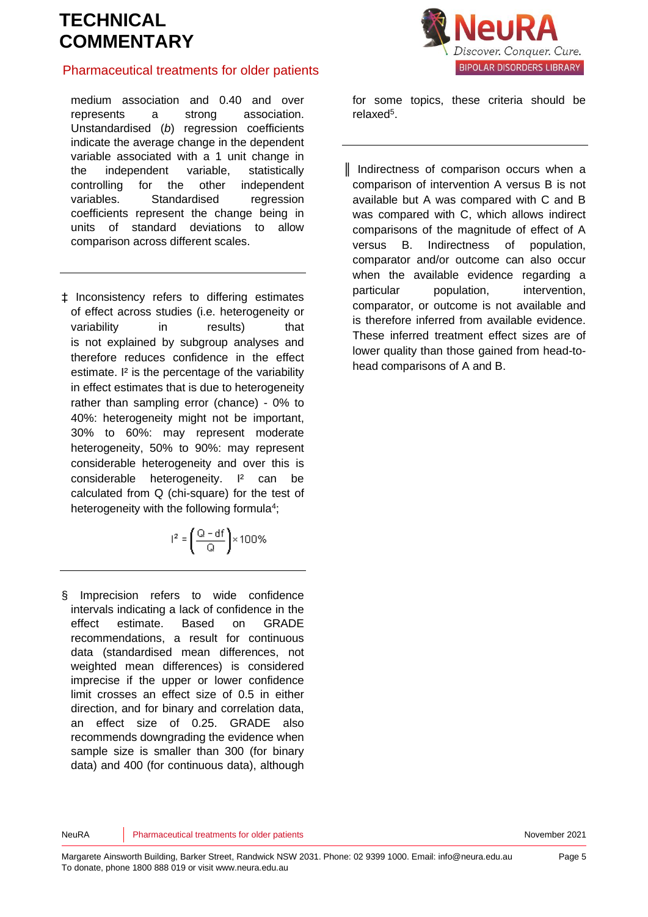medium association and 0.40 and over represents a strong association. Unstandardised (*b*) regression coefficients indicate the average change in the dependent variable associated with a 1 unit change in the independent variable, statistically controlling for the other independent variables. Standardised regression coefficients represent the change being in units of standard deviations to allow comparison across different scales.

‡ Inconsistency refers to differing estimates of effect across studies (i.e. heterogeneity or variability in results) that is not explained by subgroup analyses and therefore reduces confidence in the effect estimate. $I^2$ is the percentage of the variability in effect estimates that is due to heterogeneity rather than sampling error (chance) - 0% to 40%: heterogeneity might not be important, 30% to 60%: may represent moderate heterogeneity, 50% to 90%: may represent considerable heterogeneity and over this is considerable heterogeneity. $I^2$ can be calculated from Q (chi-square) for the test of heterogeneity with the following formula[4];

$$I^2 = \left(\frac{Q - df}{Q}\right) \times 100\%$$

§ Imprecision refers to wide confidence intervals indicating a lack of confidence in the effect estimate. Based on GRADE recommendations, a result for continuous data (standardised mean differences, not weighted mean differences) is considered imprecise if the upper or lower confidence limit crosses an effect size of 0.5 in either direction, and for binary and correlation data, an effect size of 0.25. GRADE also recommends downgrading the evidence when sample size is smaller than 300 (for binary data) and 400 (for continuous data), although for some topics, these criteria should be relaxed[5].

║ Indirectness of comparison occurs when a comparison of intervention A versus B is not available but A was compared with C and B was compared with C, which allows indirect comparisons of the magnitude of effect of A versus B. Indirectness of population, comparator and/or outcome can also occur when the available evidence regarding a particular population, intervention, comparator, or outcome is not available and is therefore inferred from available evidence. These inferred treatment effect sizes are of lower quality than those gained from head-to-head comparisons of A and B.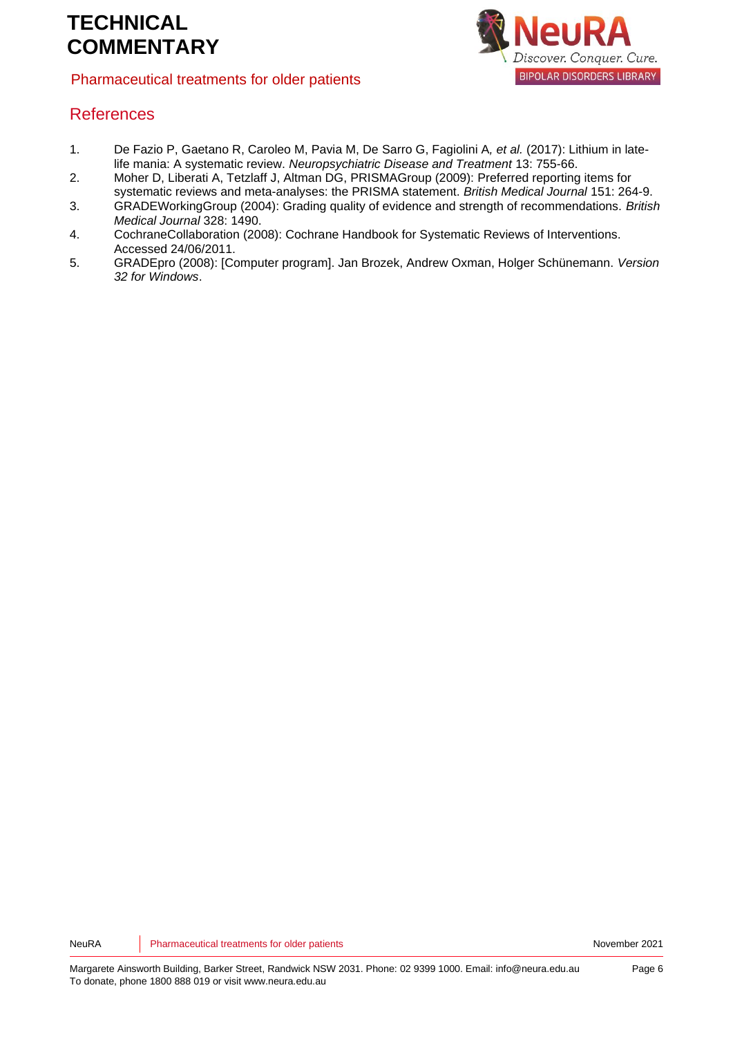## References

1. De Fazio P, Gaetano R, Caroleo M, Pavia M, De Sarro G, Fagiolini A*, et al.* (2017): Lithium in late-life mania: A systematic review. *Neuropsychiatric Disease and Treatment* 13: 755-66.
2. Moher D, Liberati A, Tetzlaff J, Altman DG, PRISMAGroup (2009): Preferred reporting items for systematic reviews and meta-analyses: the PRISMA statement. *British Medical Journal* 151: 264-9.
3. GRADEWorkingGroup (2004): Grading quality of evidence and strength of recommendations. *British Medical Journal* 328: 1490.
4. CochraneCollaboration (2008): Cochrane Handbook for Systematic Reviews of Interventions. Accessed 24/06/2011.
5. GRADEpro (2008): [Computer program]. Jan Brozek, Andrew Oxman, Holger Schünemann. *Version 32 for Windows*.